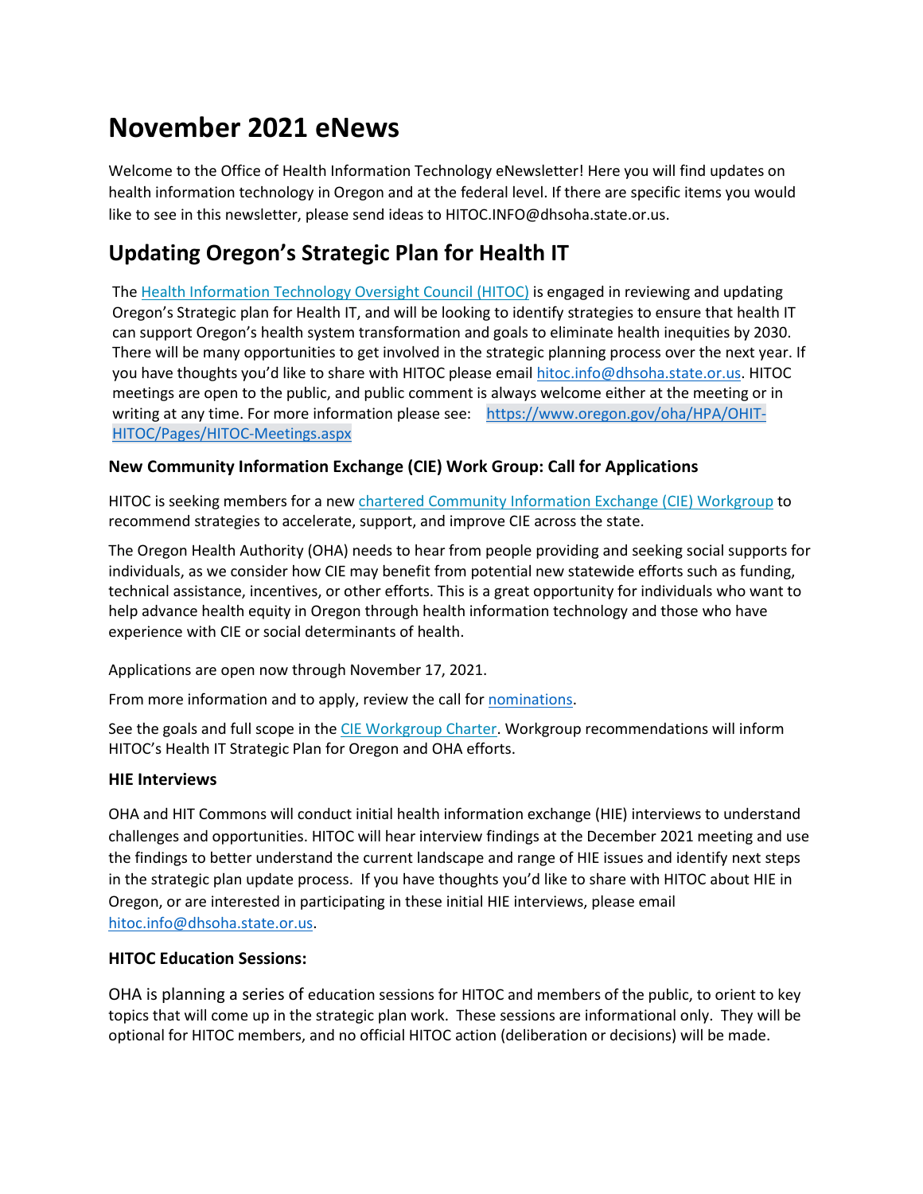# November 2021 eNews

Welcome to the Office of Health Information Technology eNewsletter! Here you will find updates on health information technology in Oregon and at the federal level. If there are specific items you would like to see in this newsletter, please send ideas to HITOC.INFO@dhsoha.state.or.us.

## Updating Oregon's Strategic Plan for Health IT

The Health Information Technology Oversight Council (HITOC) is engaged in reviewing and updating Oregon's Strategic plan for Health IT, and will be looking to identify strategies to ensure that health IT can support Oregon's health system transformation and goals to eliminate health inequities by 2030. There will be many opportunities to get involved in the strategic planning process over the next year. If you have thoughts you'd like to share with HITOC please email hitoc.info@dhsoha.state.or.us. HITOC meetings are open to the public, and public comment is always welcome either at the meeting or in writing at any time. For more information please see: https://www.oregon.gov/oha/HPA/OHIT-HITOC/Pages/HITOC-Meetings.aspx

### New Community Information Exchange (CIE) Work Group: Call for Applications

HITOC is seeking members for a new chartered Community Information Exchange (CIE) Workgroup to recommend strategies to accelerate, support, and improve CIE across the state.

The Oregon Health Authority (OHA) needs to hear from people providing and seeking social supports for individuals, as we consider how CIE may benefit from potential new statewide efforts such as funding, technical assistance, incentives, or other efforts. This is a great opportunity for individuals who want to help advance health equity in Oregon through health information technology and those who have experience with CIE or social determinants of health.

Applications are open now through November 17, 2021.

From more information and to apply, review the call for nominations.

See the goals and full scope in the CIE Workgroup Charter. Workgroup recommendations will inform HITOC's Health IT Strategic Plan for Oregon and OHA efforts.

### HIE Interviews

OHA and HIT Commons will conduct initial health information exchange (HIE) interviews to understand challenges and opportunities. HITOC will hear interview findings at the December 2021 meeting and use the findings to better understand the current landscape and range of HIE issues and identify next steps in the strategic plan update process. If you have thoughts you'd like to share with HITOC about HIE in Oregon, or are interested in participating in these initial HIE interviews, please email hitoc.info@dhsoha.state.or.us.

### HITOC Education Sessions:

OHA is planning a series of education sessions for HITOC and members of the public, to orient to key topics that will come up in the strategic plan work. These sessions are informational only. They will be optional for HITOC members, and no official HITOC action (deliberation or decisions) will be made.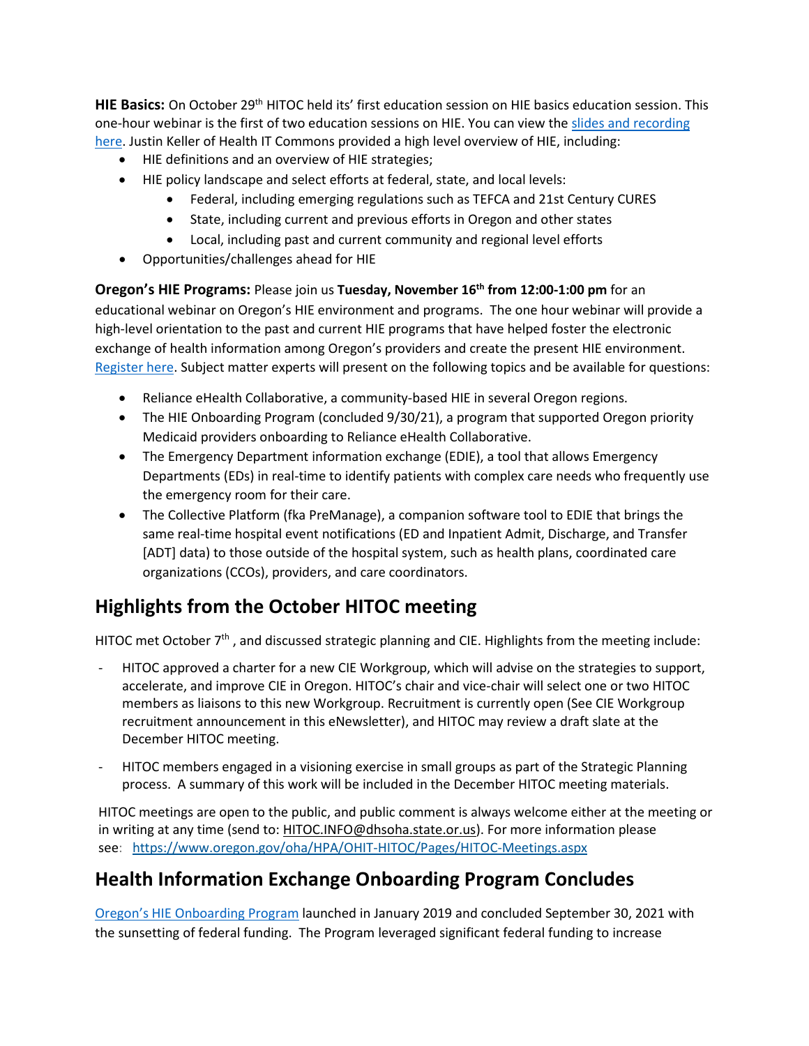**HIE Basics:** On October 29th HITOC held its' first education session on HIE basics education session. This one-hour webinar is the first of two education sessions on HIE. You can view the slides and recording here. Justin Keller of Health IT Commons provided a high level overview of HIE, including:

- HIE definitions and an overview of HIE strategies;
- HIE policy landscape and select efforts at federal, state, and local levels:
    - Federal, including emerging regulations such as TEFCA and 21st Century CURES
    - State, including current and previous efforts in Oregon and other states
    - Local, including past and current community and regional level efforts
- Opportunities/challenges ahead for HIE

**Oregon's HIE Programs:** Please join us **Tuesday, November 16th from 12:00-1:00 pm** for an educational webinar on Oregon's HIE environment and programs. The one hour webinar will provide a high-level orientation to the past and current HIE programs that have helped foster the electronic exchange of health information among Oregon's providers and create the present HIE environment. Register here. Subject matter experts will present on the following topics and be available for questions:

- Reliance eHealth Collaborative, a community-based HIE in several Oregon regions.
- The HIE Onboarding Program (concluded 9/30/21), a program that supported Oregon priority Medicaid providers onboarding to Reliance eHealth Collaborative.
- The Emergency Department information exchange (EDIE), a tool that allows Emergency Departments (EDs) in real-time to identify patients with complex care needs who frequently use the emergency room for their care.
- The Collective Platform (fka PreManage), a companion software tool to EDIE that brings the same real-time hospital event notifications (ED and Inpatient Admit, Discharge, and Transfer [ADT] data) to those outside of the hospital system, such as health plans, coordinated care organizations (CCOs), providers, and care coordinators.

## Highlights from the October HITOC meeting

HITOC met October 7th , and discussed strategic planning and CIE. Highlights from the meeting include:

- HITOC approved a charter for a new CIE Workgroup, which will advise on the strategies to support, accelerate, and improve CIE in Oregon. HITOC's chair and vice-chair will select one or two HITOC members as liaisons to this new Workgroup. Recruitment is currently open (See CIE Workgroup recruitment announcement in this eNewsletter), and HITOC may review a draft slate at the December HITOC meeting.
- HITOC members engaged in a visioning exercise in small groups as part of the Strategic Planning process. A summary of this work will be included in the December HITOC meeting materials.

HITOC meetings are open to the public, and public comment is always welcome either at the meeting or in writing at any time (send to: HITOC.INFO@dhsoha.state.or.us). For more information please see: https://www.oregon.gov/oha/HPA/OHIT-HITOC/Pages/HITOC-Meetings.aspx

## Health Information Exchange Onboarding Program Concludes

Oregon's HIE Onboarding Program launched in January 2019 and concluded September 30, 2021 with the sunsetting of federal funding. The Program leveraged significant federal funding to increase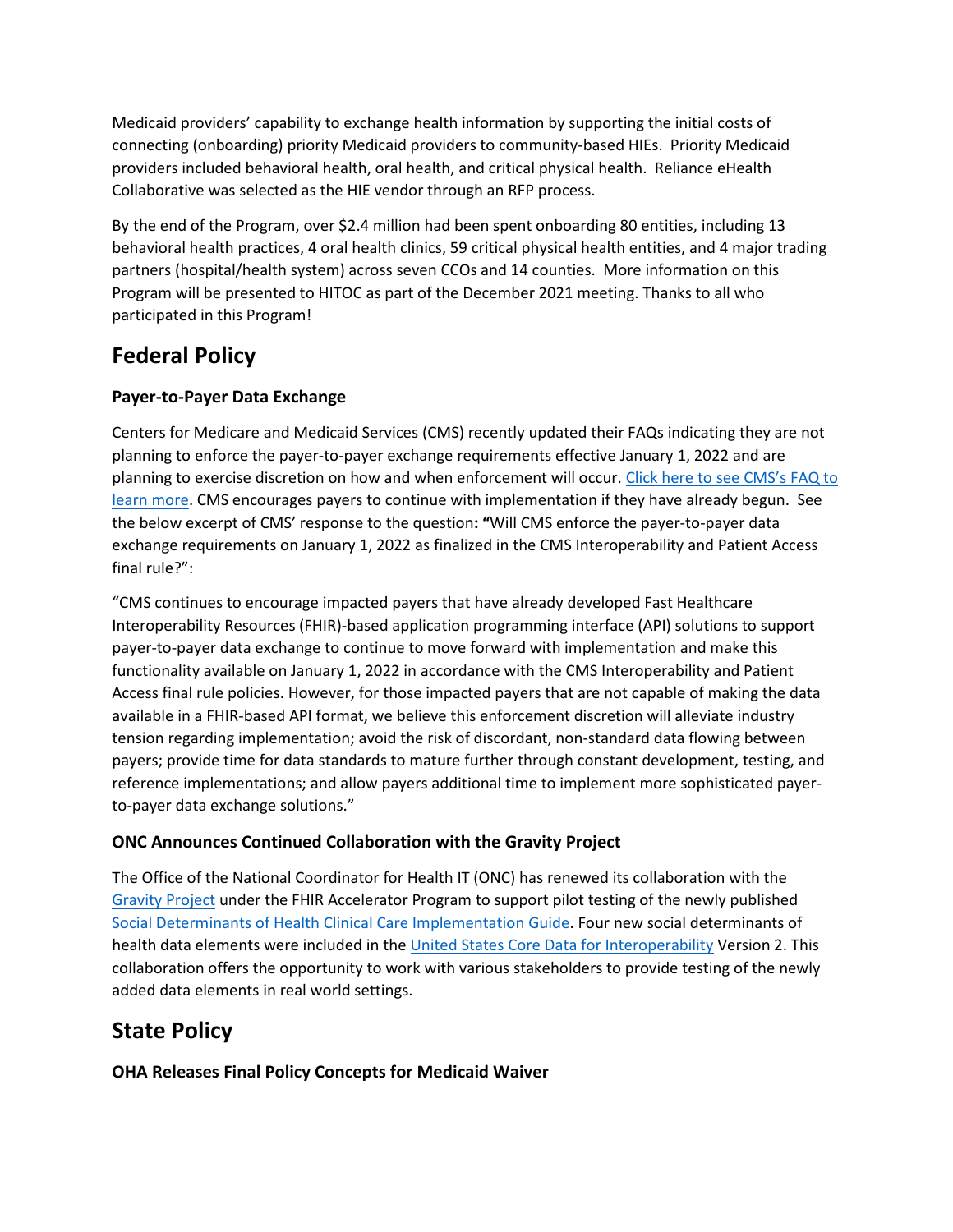Medicaid providers' capability to exchange health information by supporting the initial costs of connecting (onboarding) priority Medicaid providers to community-based HIEs. Priority Medicaid providers included behavioral health, oral health, and critical physical health. Reliance eHealth Collaborative was selected as the HIE vendor through an RFP process.

By the end of the Program, over $2.4 million had been spent onboarding 80 entities, including 13 behavioral health practices, 4 oral health clinics, 59 critical physical health entities, and 4 major trading partners (hospital/health system) across seven CCOs and 14 counties. More information on this Program will be presented to HITOC as part of the December 2021 meeting. Thanks to all who participated in this Program!

# Federal Policy

### Payer-to-Payer Data Exchange

Centers for Medicare and Medicaid Services (CMS) recently updated their FAQs indicating they are not planning to enforce the payer-to-payer exchange requirements effective January 1, 2022 and are planning to exercise discretion on how and when enforcement will occur. Click here to see CMS's FAQ to learn more. CMS encourages payers to continue with implementation if they have already begun. See the below excerpt of CMS' response to the question**: "**Will CMS enforce the payer-to-payer data exchange requirements on January 1, 2022 as finalized in the CMS Interoperability and Patient Access final rule?":

"CMS continues to encourage impacted payers that have already developed Fast Healthcare Interoperability Resources (FHIR)-based application programming interface (API) solutions to support payer-to-payer data exchange to continue to move forward with implementation and make this functionality available on January 1, 2022 in accordance with the CMS Interoperability and Patient Access final rule policies. However, for those impacted payers that are not capable of making the data available in a FHIR-based API format, we believe this enforcement discretion will alleviate industry tension regarding implementation; avoid the risk of discordant, non-standard data flowing between payers; provide time for data standards to mature further through constant development, testing, and reference implementations; and allow payers additional time to implement more sophisticated payer-to-payer data exchange solutions."

### ONC Announces Continued Collaboration with the Gravity Project

The Office of the National Coordinator for Health IT (ONC) has renewed its collaboration with the Gravity Project under the FHIR Accelerator Program to support pilot testing of the newly published Social Determinants of Health Clinical Care Implementation Guide. Four new social determinants of health data elements were included in the United States Core Data for Interoperability Version 2. This collaboration offers the opportunity to work with various stakeholders to provide testing of the newly added data elements in real world settings.

# State Policy

### OHA Releases Final Policy Concepts for Medicaid Waiver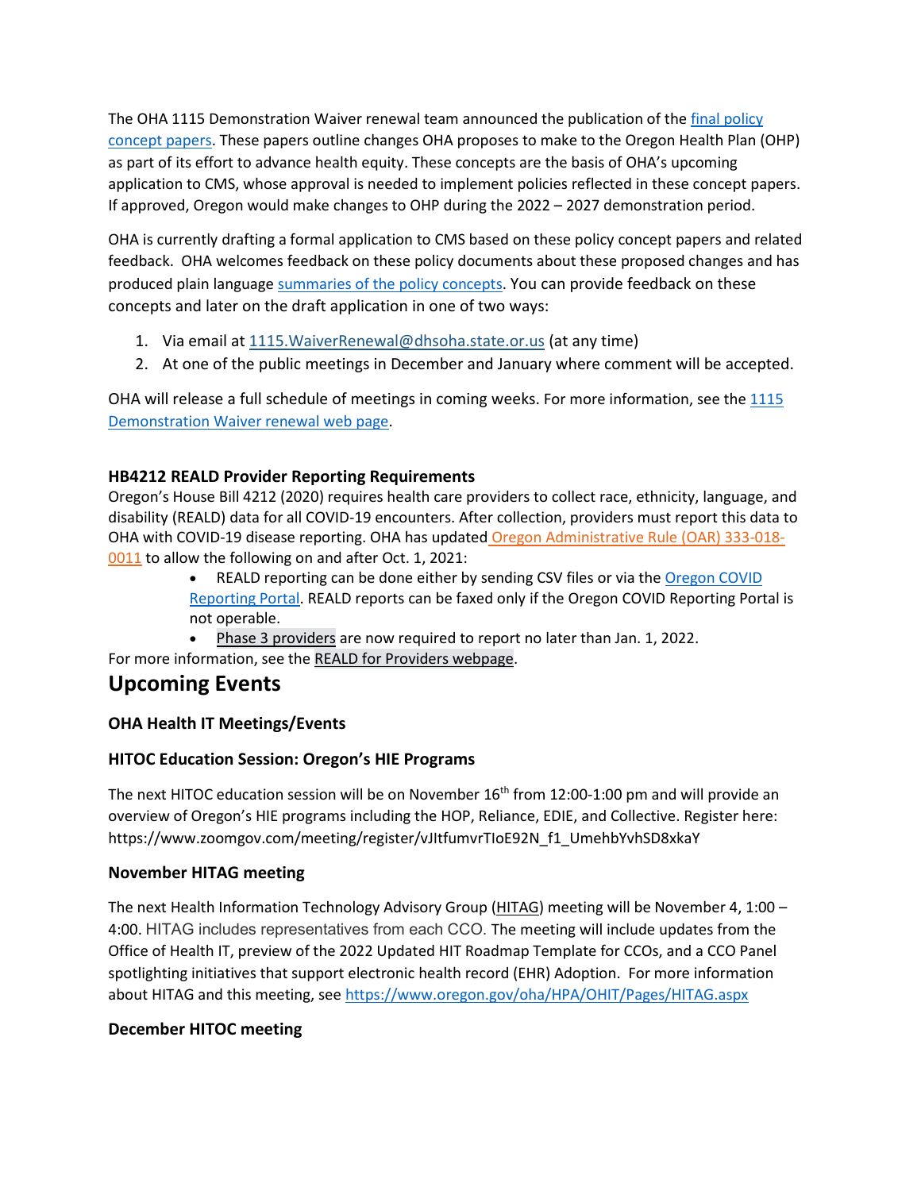The OHA 1115 Demonstration Waiver renewal team announced the publication of the [final policy concept papers](). These papers outline changes OHA proposes to make to the Oregon Health Plan (OHP) as part of its effort to advance health equity. These concepts are the basis of OHA's upcoming application to CMS, whose approval is needed to implement policies reflected in these concept papers. If approved, Oregon would make changes to OHP during the 2022 – 2027 demonstration period.

OHA is currently drafting a formal application to CMS based on these policy concept papers and related feedback. OHA welcomes feedback on these policy documents about these proposed changes and has produced plain language [summaries of the policy concepts](). You can provide feedback on these concepts and later on the draft application in one of two ways:

1. Via email at 1115.WaiverRenewal@dhsoha.state.or.us (at any time)
2. At one of the public meetings in December and January where comment will be accepted.

OHA will release a full schedule of meetings in coming weeks. For more information, see the [1115 Demonstration Waiver renewal web page]().

**HB4212 REALD Provider Reporting Requirements**

Oregon's House Bill 4212 (2020) requires health care providers to collect race, ethnicity, language, and disability (REALD) data for all COVID-19 encounters. After collection, providers must report this data to OHA with COVID-19 disease reporting. OHA has updated [Oregon Administrative Rule (OAR) 333-018-0011]() to allow the following on and after Oct. 1, 2021:

- REALD reporting can be done either by sending CSV files or via the [Oregon COVID Reporting Portal](). REALD reports can be faxed only if the Oregon COVID Reporting Portal is not operable.
- Phase 3 providers are now required to report no later than Jan. 1, 2022.

For more information, see the REALD for Providers webpage.

# Upcoming Events

**OHA Health IT Meetings/Events**

**HITOC Education Session: Oregon's HIE Programs**

The next HITOC education session will be on November 16th from 12:00-1:00 pm and will provide an overview of Oregon's HIE programs including the HOP, Reliance, EDIE, and Collective. Register here: https://www.zoomgov.com/meeting/register/vJItfumvrTIoE92N_f1_UmehbYvhSD8xkaY

**November HITAG meeting**

The next Health Information Technology Advisory Group (HITAG) meeting will be November 4, 1:00 – 4:00. HITAG includes representatives from each CCO. The meeting will include updates from the Office of Health IT, preview of the 2022 Updated HIT Roadmap Template for CCOs, and a CCO Panel spotlighting initiatives that support electronic health record (EHR) Adoption. For more information about HITAG and this meeting, see https://www.oregon.gov/oha/HPA/OHIT/Pages/HITAG.aspx

**December HITOC meeting**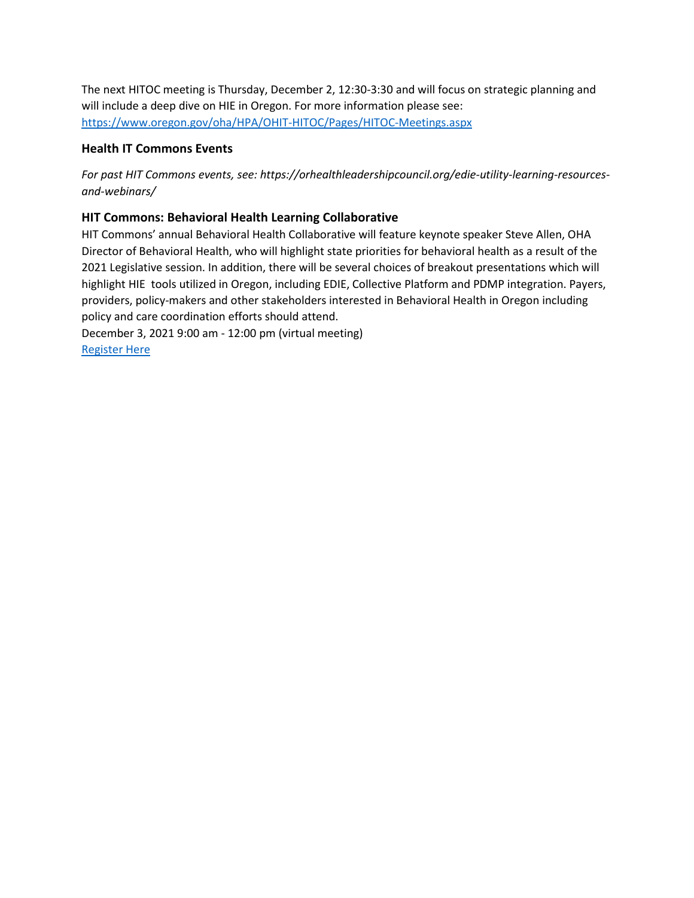The next HITOC meeting is Thursday, December 2, 12:30-3:30 and will focus on strategic planning and will include a deep dive on HIE in Oregon. For more information please see: [https://www.oregon.gov/oha/HPA/OHIT-HITOC/Pages/HITOC-Meetings.aspx](https://www.oregon.gov/oha/HPA/OHIT-HITOC/Pages/HITOC-Meetings.aspx)

### Health IT Commons Events

*For past HIT Commons events, see: https://orhealthleadershipcouncil.org/edie-utility-learning-resources-and-webinars/*

### HIT Commons: Behavioral Health Learning Collaborative

HIT Commons' annual Behavioral Health Collaborative will feature keynote speaker Steve Allen, OHA Director of Behavioral Health, who will highlight state priorities for behavioral health as a result of the 2021 Legislative session. In addition, there will be several choices of breakout presentations which will highlight HIE tools utilized in Oregon, including EDIE, Collective Platform and PDMP integration. Payers, providers, policy-makers and other stakeholders interested in Behavioral Health in Oregon including policy and care coordination efforts should attend.

December 3, 2021 9:00 am - 12:00 pm (virtual meeting)

Register Here